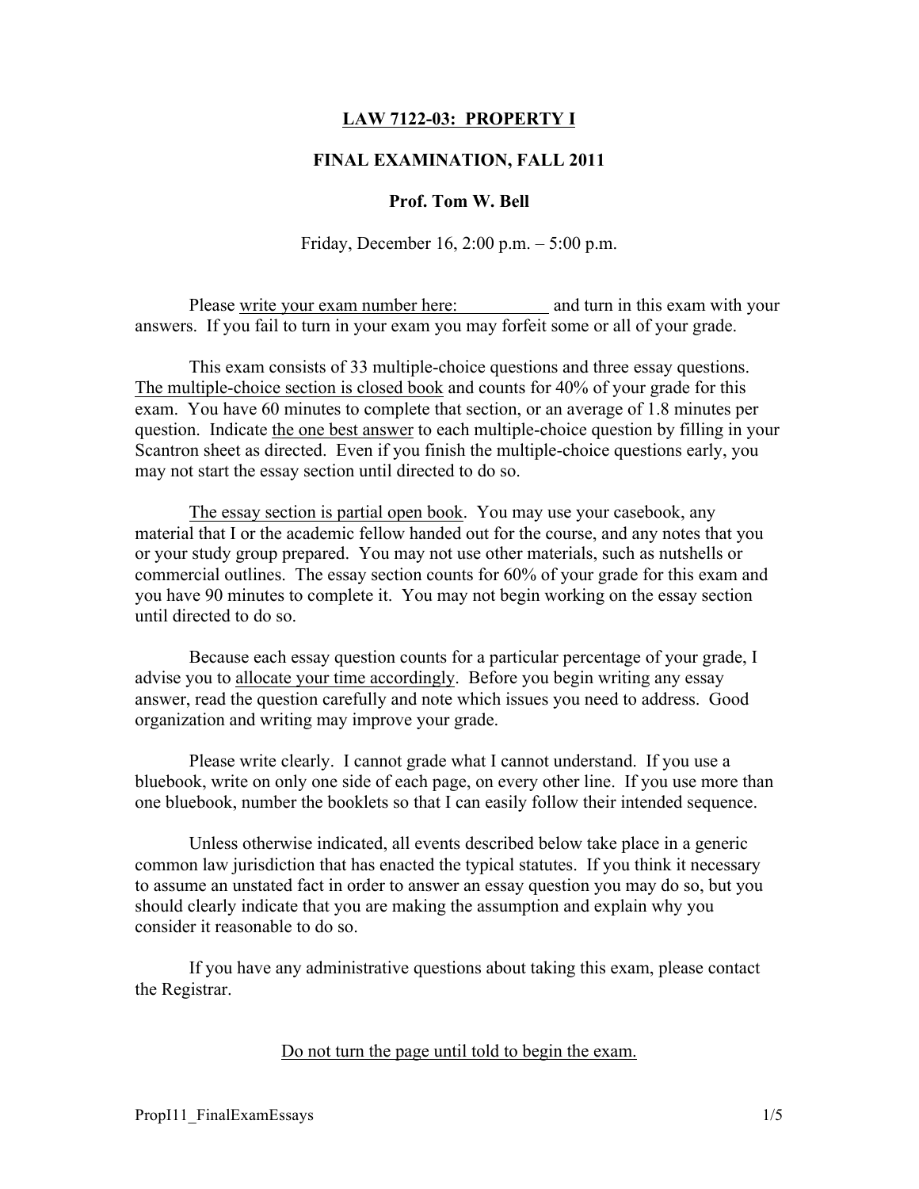# LAW 7122-03: PROPERTY I

## FINAL EXAMINATION, FALL 2011

### Prof. Tom W. Bell

Friday, December 16, 2:00 p.m. – 5:00 p.m.

Please write your exam number here: __________ and turn in this exam with your answers. If you fail to turn in your exam you may forfeit some or all of your grade.

This exam consists of 33 multiple-choice questions and three essay questions. The multiple-choice section is closed book and counts for 40% of your grade for this exam. You have 60 minutes to complete that section, or an average of 1.8 minutes per question. Indicate the one best answer to each multiple-choice question by filling in your Scantron sheet as directed. Even if you finish the multiple-choice questions early, you may not start the essay section until directed to do so.

The essay section is partial open book. You may use your casebook, any material that I or the academic fellow handed out for the course, and any notes that you or your study group prepared. You may not use other materials, such as nutshells or commercial outlines. The essay section counts for 60% of your grade for this exam and you have 90 minutes to complete it. You may not begin working on the essay section until directed to do so.

Because each essay question counts for a particular percentage of your grade, I advise you to allocate your time accordingly. Before you begin writing any essay answer, read the question carefully and note which issues you need to address. Good organization and writing may improve your grade.

Please write clearly. I cannot grade what I cannot understand. If you use a bluebook, write on only one side of each page, on every other line. If you use more than one bluebook, number the booklets so that I can easily follow their intended sequence.

Unless otherwise indicated, all events described below take place in a generic common law jurisdiction that has enacted the typical statutes. If you think it necessary to assume an unstated fact in order to answer an essay question you may do so, but you should clearly indicate that you are making the assumption and explain why you consider it reasonable to do so.

If you have any administrative questions about taking this exam, please contact the Registrar.

Do not turn the page until told to begin the exam.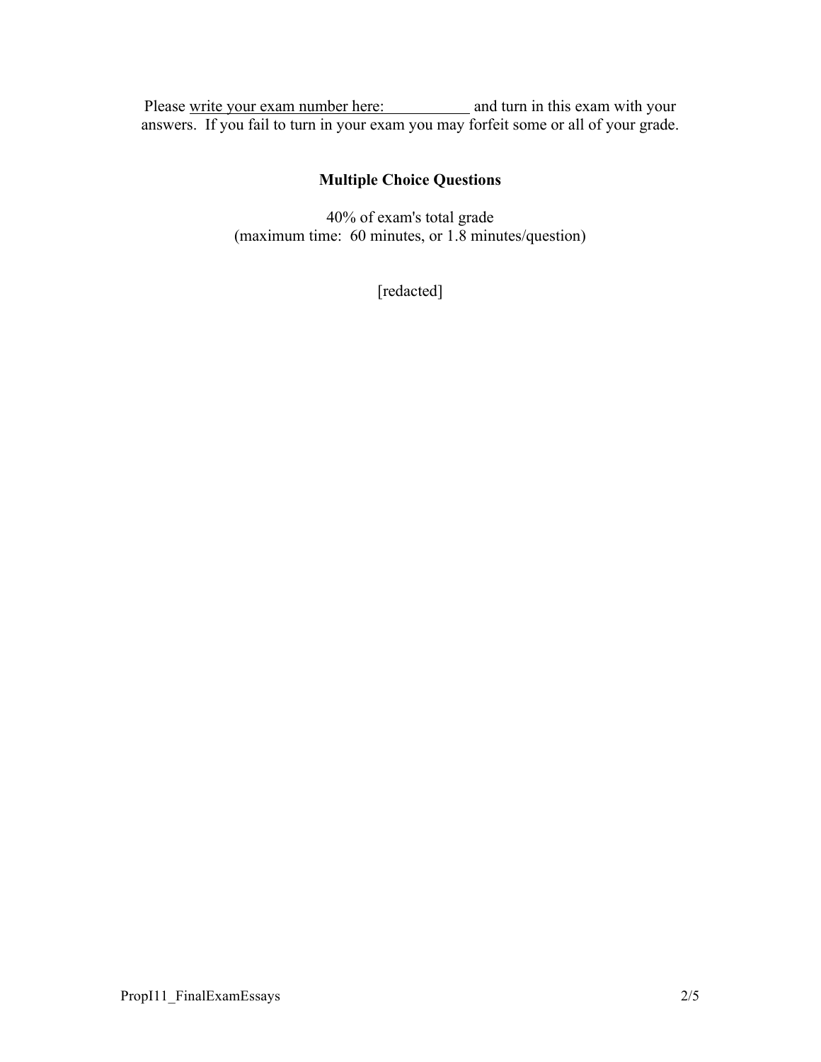Please write your exam number here: ___________ and turn in this exam with your answers. If you fail to turn in your exam you may forfeit some or all of your grade.

## Multiple Choice Questions

40% of exam's total grade
(maximum time: 60 minutes, or 1.8 minutes/question)

[redacted]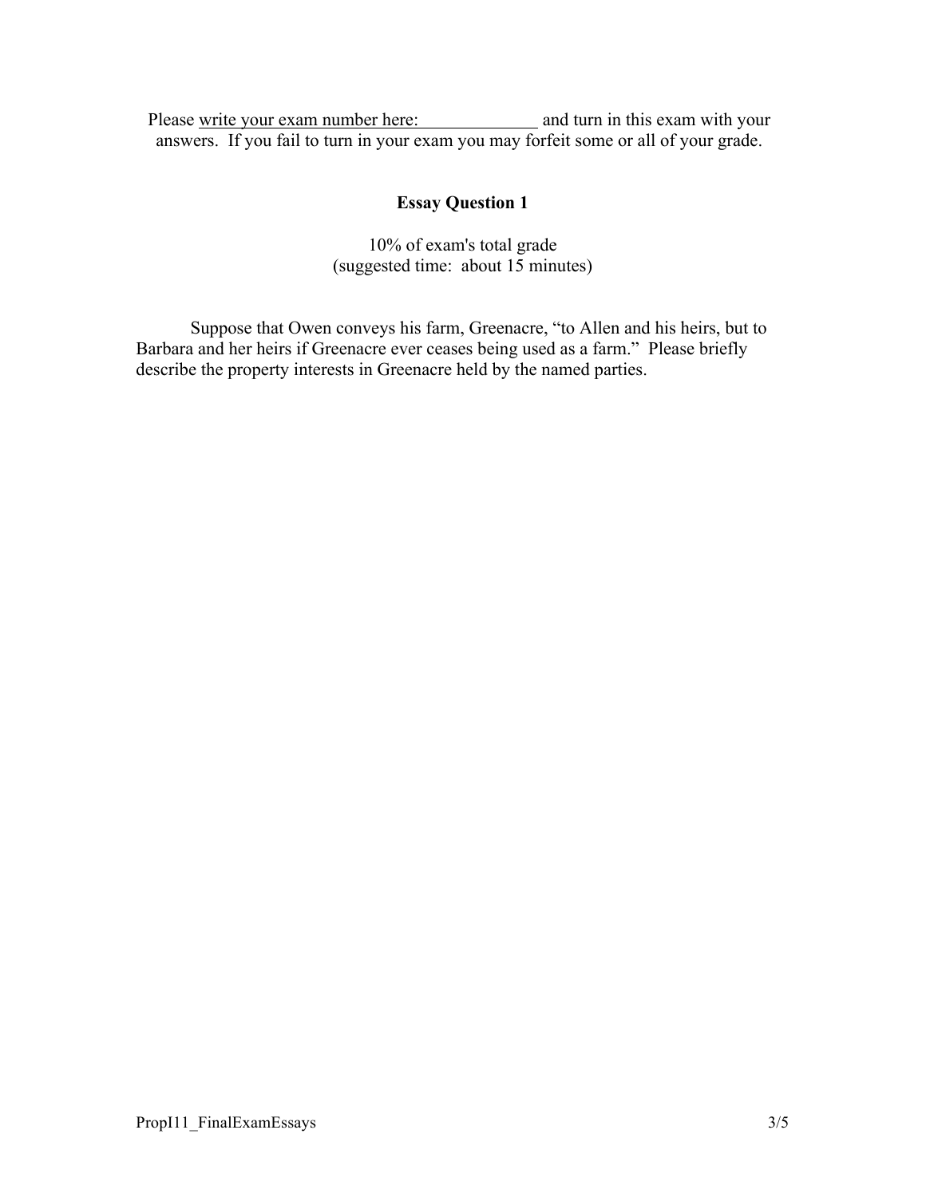Please write your exam number here: \_\_\_\_\_\_\_\_\_\_\_\_\_ and turn in this exam with your answers. If you fail to turn in your exam you may forfeit some or all of your grade.

## Essay Question 1

10% of exam's total grade
(suggested time: about 15 minutes)

Suppose that Owen conveys his farm, Greenacre, "to Allen and his heirs, but to Barbara and her heirs if Greenacre ever ceases being used as a farm." Please briefly describe the property interests in Greenacre held by the named parties.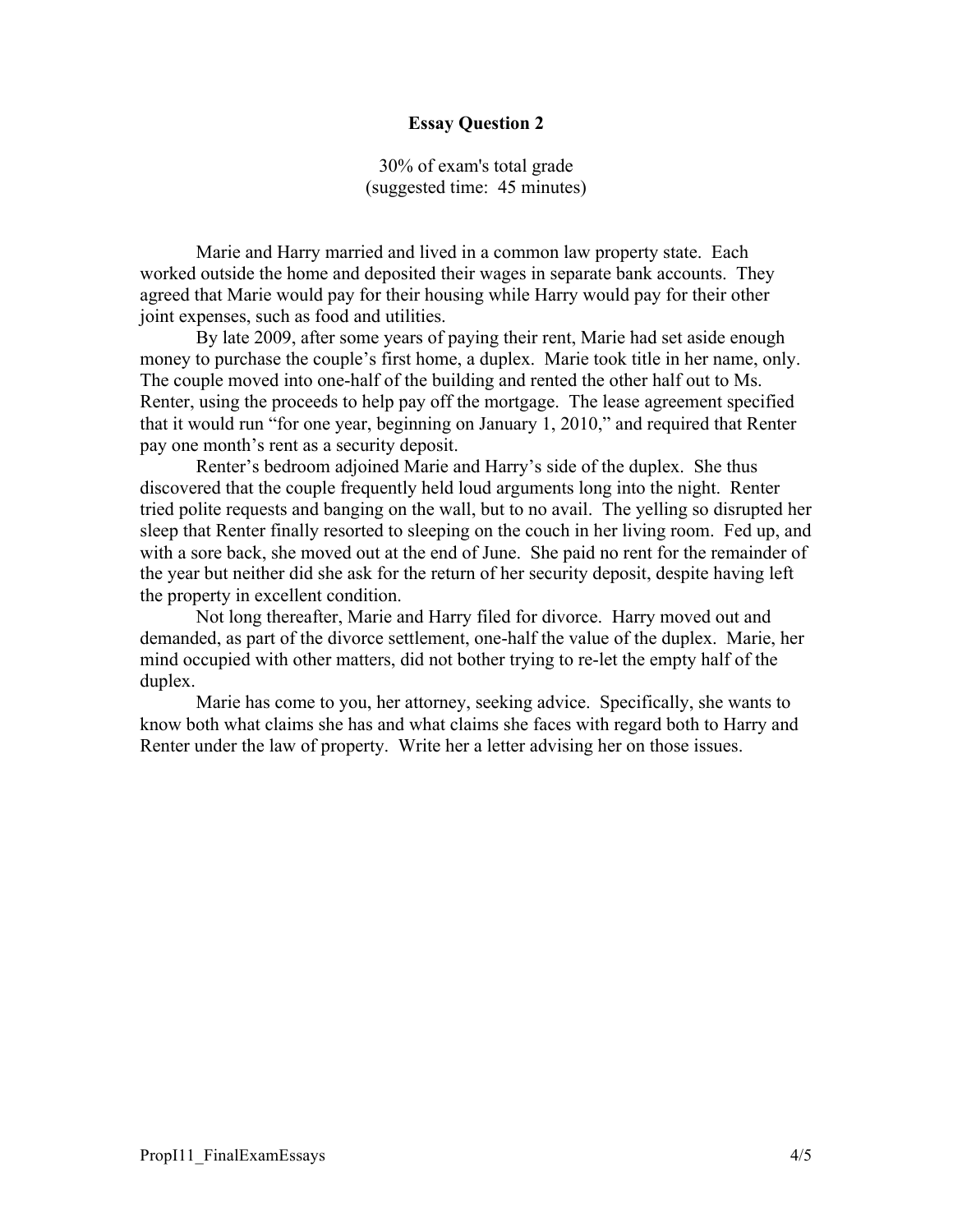# Essay Question 2

30% of exam's total grade
(suggested time: 45 minutes)

Marie and Harry married and lived in a common law property state. Each worked outside the home and deposited their wages in separate bank accounts. They agreed that Marie would pay for their housing while Harry would pay for their other joint expenses, such as food and utilities.

By late 2009, after some years of paying their rent, Marie had set aside enough money to purchase the couple's first home, a duplex. Marie took title in her name, only. The couple moved into one-half of the building and rented the other half out to Ms. Renter, using the proceeds to help pay off the mortgage. The lease agreement specified that it would run "for one year, beginning on January 1, 2010," and required that Renter pay one month's rent as a security deposit.

Renter's bedroom adjoined Marie and Harry's side of the duplex. She thus discovered that the couple frequently held loud arguments long into the night. Renter tried polite requests and banging on the wall, but to no avail. The yelling so disrupted her sleep that Renter finally resorted to sleeping on the couch in her living room. Fed up, and with a sore back, she moved out at the end of June. She paid no rent for the remainder of the year but neither did she ask for the return of her security deposit, despite having left the property in excellent condition.

Not long thereafter, Marie and Harry filed for divorce. Harry moved out and demanded, as part of the divorce settlement, one-half the value of the duplex. Marie, her mind occupied with other matters, did not bother trying to re-let the empty half of the duplex.

Marie has come to you, her attorney, seeking advice. Specifically, she wants to know both what claims she has and what claims she faces with regard both to Harry and Renter under the law of property. Write her a letter advising her on those issues.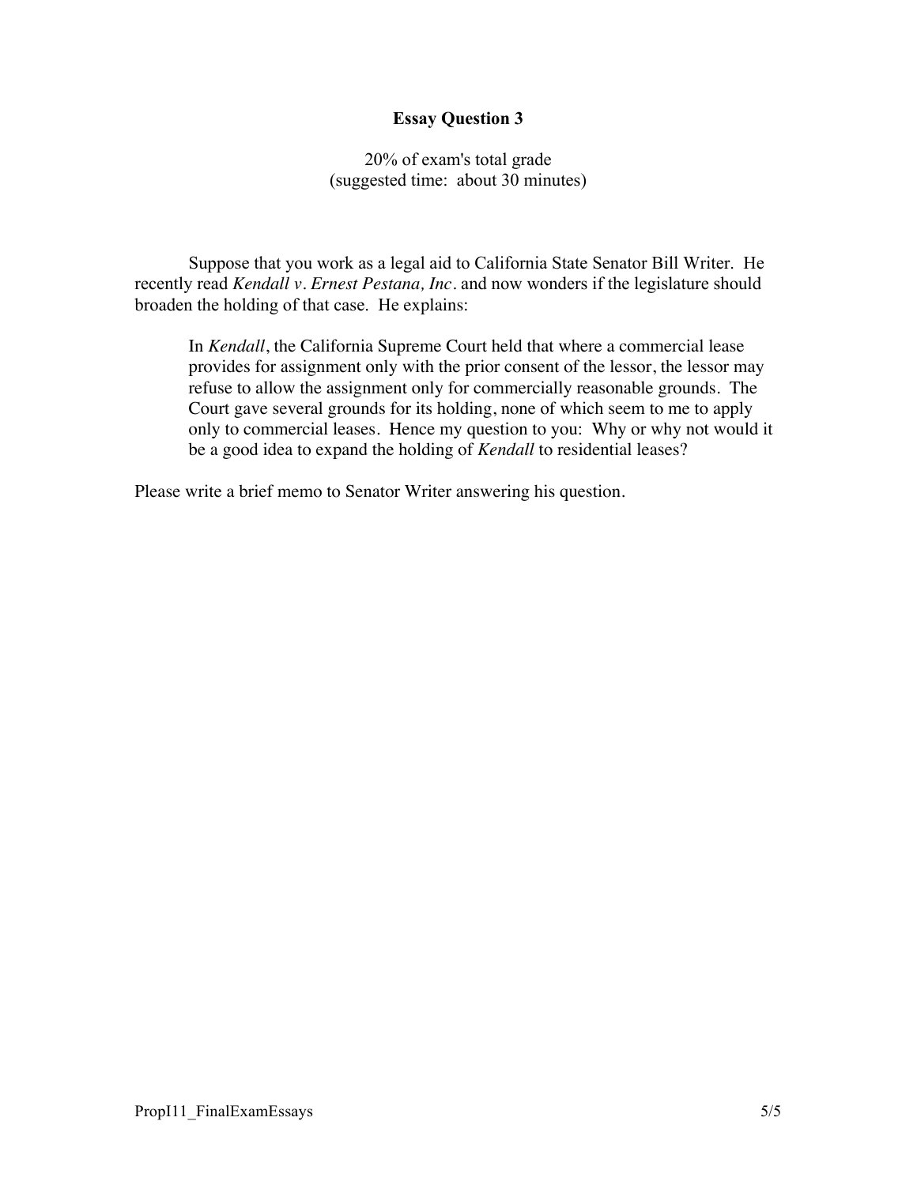# Essay Question 3

20% of exam's total grade
(suggested time: about 30 minutes)

Suppose that you work as a legal aid to California State Senator Bill Writer. He recently read *Kendall v. Ernest Pestana, Inc.* and now wonders if the legislature should broaden the holding of that case. He explains:

> In *Kendall*, the California Supreme Court held that where a commercial lease provides for assignment only with the prior consent of the lessor, the lessor may refuse to allow the assignment only for commercially reasonable grounds. The Court gave several grounds for its holding, none of which seem to me to apply only to commercial leases. Hence my question to you: Why or why not would it be a good idea to expand the holding of *Kendall* to residential leases?

Please write a brief memo to Senator Writer answering his question.